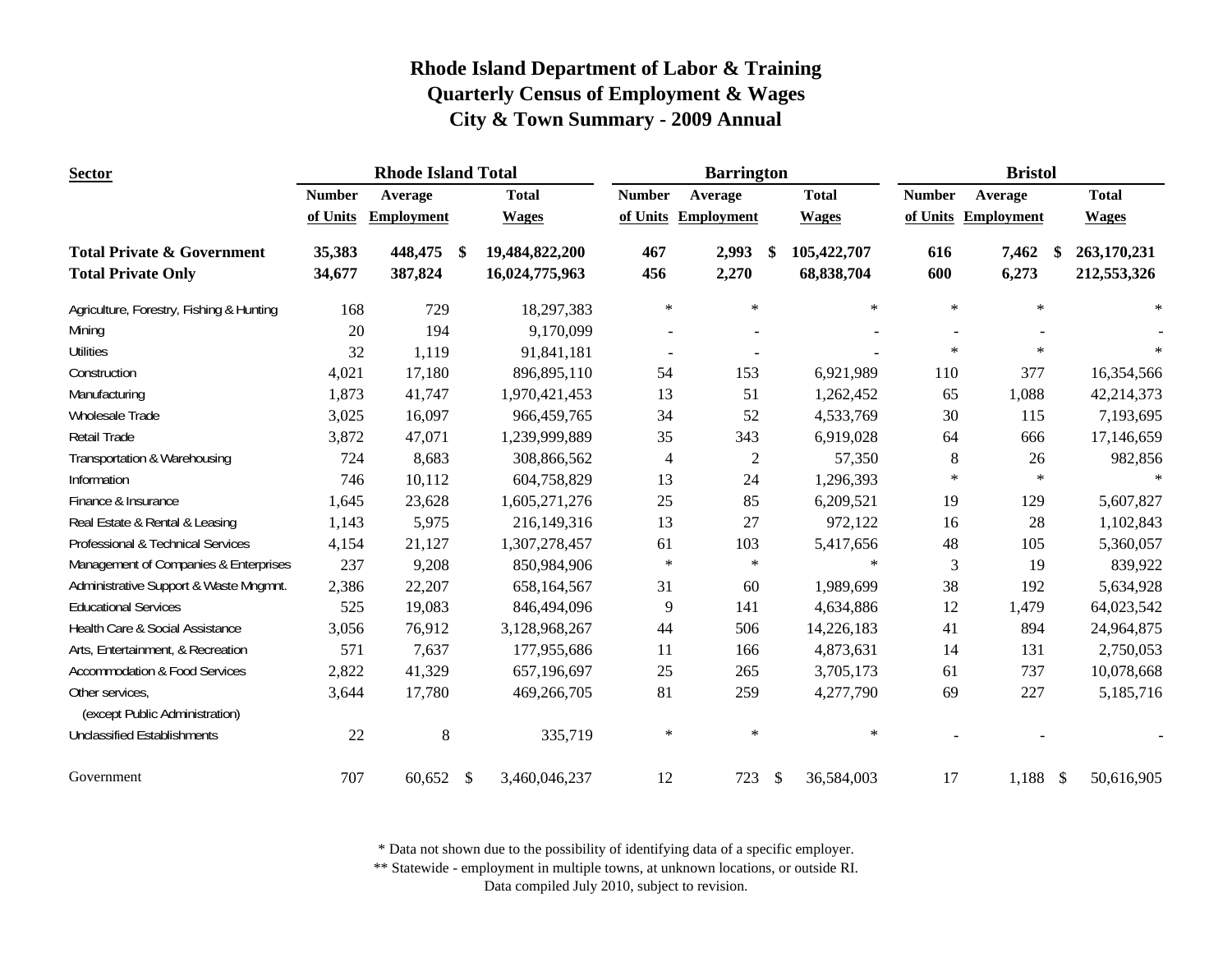# Rhode Island Department of Labor & Training
## Quarterly Census of Employment & Wages
## City & Town Summary - 2009 Annual

| Sector | Rhode Island Total | | | Barrington | | | Bristol | | |
|---|---|---|---|---|---|---|---|---|---|
| | Number of Units | Average Employment | Total Wages | Number of Units | Average Employment | Total Wages | Number of Units | Average Employment | Total Wages |
| **Total Private & Government** | **35,383** | **448,475** | **$ 19,484,822,200** | **467** | **2,993** | **$ 105,422,707** | **616** | **7,462** | **$ 263,170,231** |
| **Total Private Only** | **34,677** | **387,824** | **16,024,775,963** | **456** | **2,270** | **68,838,704** | **600** | **6,273** | **212,553,326** |
| Agriculture, Forestry, Fishing & Hunting | 168 | 729 | 18,297,383 | * | * | * | * | * | * |
| Mining | 20 | 194 | 9,170,099 | - | - | - | - | - | - |
| Utilities | 32 | 1,119 | 91,841,181 | - | - | - | * | * | * |
| Construction | 4,021 | 17,180 | 896,895,110 | 54 | 153 | 6,921,989 | 110 | 377 | 16,354,566 |
| Manufacturing | 1,873 | 41,747 | 1,970,421,453 | 13 | 51 | 1,262,452 | 65 | 1,088 | 42,214,373 |
| Wholesale Trade | 3,025 | 16,097 | 966,459,765 | 34 | 52 | 4,533,769 | 30 | 115 | 7,193,695 |
| Retail Trade | 3,872 | 47,071 | 1,239,999,889 | 35 | 343 | 6,919,028 | 64 | 666 | 17,146,659 |
| Transportation & Warehousing | 724 | 8,683 | 308,866,562 | 4 | 2 | 57,350 | 8 | 26 | 982,856 |
| Information | 746 | 10,112 | 604,758,829 | 13 | 24 | 1,296,393 | * | * | * |
| Finance & Insurance | 1,645 | 23,628 | 1,605,271,276 | 25 | 85 | 6,209,521 | 19 | 129 | 5,607,827 |
| Real Estate & Rental & Leasing | 1,143 | 5,975 | 216,149,316 | 13 | 27 | 972,122 | 16 | 28 | 1,102,843 |
| Professional & Technical Services | 4,154 | 21,127 | 1,307,278,457 | 61 | 103 | 5,417,656 | 48 | 105 | 5,360,057 |
| Management of Companies & Enterprises | 237 | 9,208 | 850,984,906 | * | * | * | 3 | 19 | 839,922 |
| Administrative Support & Waste Mngmnt. | 2,386 | 22,207 | 658,164,567 | 31 | 60 | 1,989,699 | 38 | 192 | 5,634,928 |
| Educational Services | 525 | 19,083 | 846,494,096 | 9 | 141 | 4,634,886 | 12 | 1,479 | 64,023,542 |
| Health Care & Social Assistance | 3,056 | 76,912 | 3,128,968,267 | 44 | 506 | 14,226,183 | 41 | 894 | 24,964,875 |
| Arts, Entertainment, & Recreation | 571 | 7,637 | 177,955,686 | 11 | 166 | 4,873,631 | 14 | 131 | 2,750,053 |
| Accommodation & Food Services | 2,822 | 41,329 | 657,196,697 | 25 | 265 | 3,705,173 | 61 | 737 | 10,078,668 |
| Other services, (except Public Administration) | 3,644 | 17,780 | 469,266,705 | 81 | 259 | 4,277,790 | 69 | 227 | 5,185,716 |
| Unclassified Establishments | 22 | 8 | 335,719 | * | * | * | - | - | - |
| Government | 707 | 60,652 | $ 3,460,046,237 | 12 | 723 | $ 36,584,003 | 17 | 1,188 | $ 50,616,905 |

\* Data not shown due to the possibility of identifying data of a specific employer.

\*\* Statewide - employment in multiple towns, at unknown locations, or outside RI.

Data compiled July 2010, subject to revision.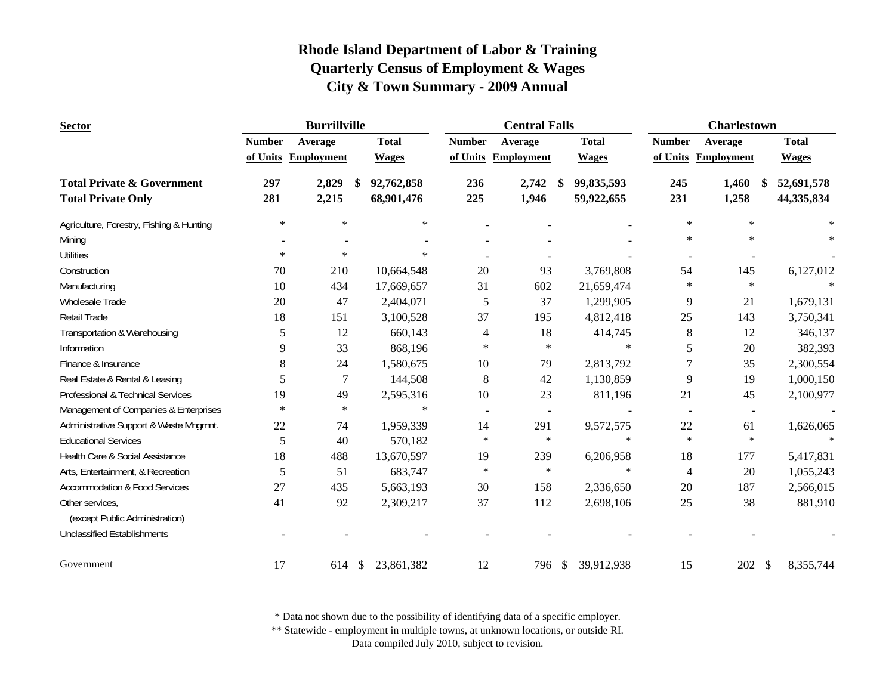# Rhode Island Department of Labor & Training
## Quarterly Census of Employment & Wages
## City & Town Summary - 2009 Annual

| Sector | Burrillville | | | Central Falls | | | Charlestown | | |
|---|---|---|---|---|---|---|---|---|---|
| | Number of Units | Average Employment | Total Wages | Number of Units | Average Employment | Total Wages | Number of Units | Average Employment | Total Wages |
| **Total Private & Government** | **297** | **2,829** | **$ 92,762,858** | **236** | **2,742** | **$ 99,835,593** | **245** | **1,460** | **$ 52,691,578** |
| **Total Private Only** | **281** | **2,215** | **68,901,476** | **225** | **1,946** | **59,922,655** | **231** | **1,258** | **44,335,834** |
| Agriculture, Forestry, Fishing & Hunting | * | * | * | - | - | - | * | * | * |
| Mining | - | - | - | - | - | - | * | * | * |
| Utilities | * | * | * | - | - | - | - | - | - |
| Construction | 70 | 210 | 10,664,548 | 20 | 93 | 3,769,808 | 54 | 145 | 6,127,012 |
| Manufacturing | 10 | 434 | 17,669,657 | 31 | 602 | 21,659,474 | * | * | * |
| Wholesale Trade | 20 | 47 | 2,404,071 | 5 | 37 | 1,299,905 | 9 | 21 | 1,679,131 |
| Retail Trade | 18 | 151 | 3,100,528 | 37 | 195 | 4,812,418 | 25 | 143 | 3,750,341 |
| Transportation & Warehousing | 5 | 12 | 660,143 | 4 | 18 | 414,745 | 8 | 12 | 346,137 |
| Information | 9 | 33 | 868,196 | * | * | * | 5 | 20 | 382,393 |
| Finance & Insurance | 8 | 24 | 1,580,675 | 10 | 79 | 2,813,792 | 7 | 35 | 2,300,554 |
| Real Estate & Rental & Leasing | 5 | 7 | 144,508 | 8 | 42 | 1,130,859 | 9 | 19 | 1,000,150 |
| Professional & Technical Services | 19 | 49 | 2,595,316 | 10 | 23 | 811,196 | 21 | 45 | 2,100,977 |
| Management of Companies & Enterprises | * | * | * | - | - | - | - | - | - |
| Administrative Support & Waste Mngmnt. | 22 | 74 | 1,959,339 | 14 | 291 | 9,572,575 | 22 | 61 | 1,626,065 |
| Educational Services | 5 | 40 | 570,182 | * | * | * | * | * | * |
| Health Care & Social Assistance | 18 | 488 | 13,670,597 | 19 | 239 | 6,206,958 | 18 | 177 | 5,417,831 |
| Arts, Entertainment, & Recreation | 5 | 51 | 683,747 | * | * | * | 4 | 20 | 1,055,243 |
| Accommodation & Food Services | 27 | 435 | 5,663,193 | 30 | 158 | 2,336,650 | 20 | 187 | 2,566,015 |
| Other services, (except Public Administration) | 41 | 92 | 2,309,217 | 37 | 112 | 2,698,106 | 25 | 38 | 881,910 |
| Unclassified Establishments | - | - | - | - | - | - | - | - | - |
| Government | 17 | 614 | $ 23,861,382 | 12 | 796 | $ 39,912,938 | 15 | 202 | $ 8,355,744 |

\* Data not shown due to the possibility of identifying data of a specific employer.
\*\* Statewide - employment in multiple towns, at unknown locations, or outside RI.
Data compiled July 2010, subject to revision.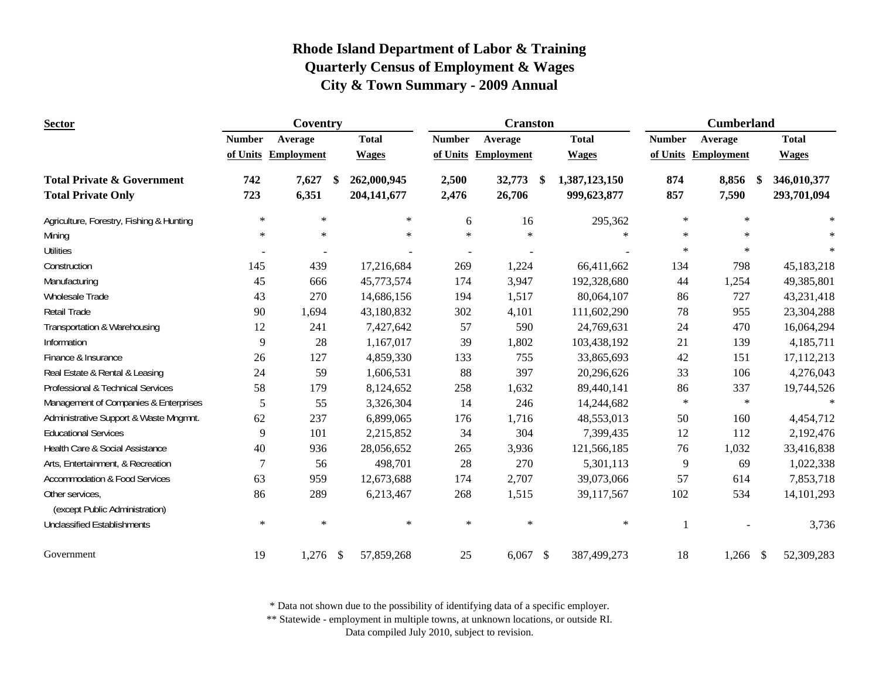# Rhode Island Department of Labor & Training
## Quarterly Census of Employment & Wages
## City & Town Summary - 2009 Annual

| Sector | Coventry | | | Cranston | | | Cumberland | | |
|---|---|---|---|---|---|---|---|---|---|
| | Number of Units | Average Employment | Total Wages | Number of Units | Average Employment | Total Wages | Number of Units | Average Employment | Total Wages |
| **Total Private & Government** | **742** | **7,627** | **$ 262,000,945** | **2,500** | **32,773** | **$ 1,387,123,150** | **874** | **8,856** | **$ 346,010,377** |
| **Total Private Only** | **723** | **6,351** | **204,141,677** | **2,476** | **26,706** | **999,623,877** | **857** | **7,590** | **293,701,094** |
| Agriculture, Forestry, Fishing & Hunting | * | * | * | 6 | 16 | 295,362 | * | * | * |
| Mining | * | * | * | * | * | * | * | * | * |
| Utilities | - | - | - | - | - | - | * | * | * |
| Construction | 145 | 439 | 17,216,684 | 269 | 1,224 | 66,411,662 | 134 | 798 | 45,183,218 |
| Manufacturing | 45 | 666 | 45,773,574 | 174 | 3,947 | 192,328,680 | 44 | 1,254 | 49,385,801 |
| Wholesale Trade | 43 | 270 | 14,686,156 | 194 | 1,517 | 80,064,107 | 86 | 727 | 43,231,418 |
| Retail Trade | 90 | 1,694 | 43,180,832 | 302 | 4,101 | 111,602,290 | 78 | 955 | 23,304,288 |
| Transportation & Warehousing | 12 | 241 | 7,427,642 | 57 | 590 | 24,769,631 | 24 | 470 | 16,064,294 |
| Information | 9 | 28 | 1,167,017 | 39 | 1,802 | 103,438,192 | 21 | 139 | 4,185,711 |
| Finance & Insurance | 26 | 127 | 4,859,330 | 133 | 755 | 33,865,693 | 42 | 151 | 17,112,213 |
| Real Estate & Rental & Leasing | 24 | 59 | 1,606,531 | 88 | 397 | 20,296,626 | 33 | 106 | 4,276,043 |
| Professional & Technical Services | 58 | 179 | 8,124,652 | 258 | 1,632 | 89,440,141 | 86 | 337 | 19,744,526 |
| Management of Companies & Enterprises | 5 | 55 | 3,326,304 | 14 | 246 | 14,244,682 | * | * | * |
| Administrative Support & Waste Mngmnt. | 62 | 237 | 6,899,065 | 176 | 1,716 | 48,553,013 | 50 | 160 | 4,454,712 |
| Educational Services | 9 | 101 | 2,215,852 | 34 | 304 | 7,399,435 | 12 | 112 | 2,192,476 |
| Health Care & Social Assistance | 40 | 936 | 28,056,652 | 265 | 3,936 | 121,566,185 | 76 | 1,032 | 33,416,838 |
| Arts, Entertainment, & Recreation | 7 | 56 | 498,701 | 28 | 270 | 5,301,113 | 9 | 69 | 1,022,338 |
| Accommodation & Food Services | 63 | 959 | 12,673,688 | 174 | 2,707 | 39,073,066 | 57 | 614 | 7,853,718 |
| Other services, (except Public Administration) | 86 | 289 | 6,213,467 | 268 | 1,515 | 39,117,567 | 102 | 534 | 14,101,293 |
| Unclassified Establishments | * | * | * | * | * | * | 1 | - | 3,736 |
| Government | 19 | 1,276 | $ 57,859,268 | 25 | 6,067 | $ 387,499,273 | 18 | 1,266 | $ 52,309,283 |

\* Data not shown due to the possibility of identifying data of a specific employer.

** Statewide - employment in multiple towns, at unknown locations, or outside RI.

Data compiled July 2010, subject to revision.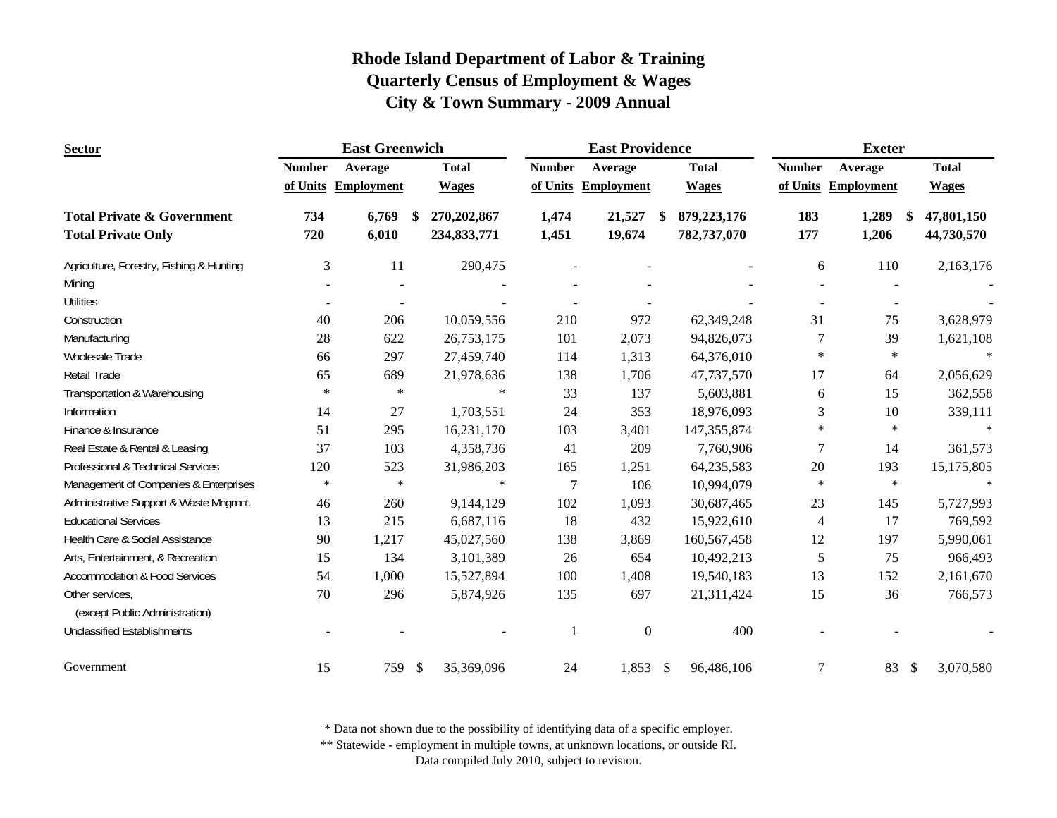# Rhode Island Department of Labor & Training
## Quarterly Census of Employment & Wages
## City & Town Summary - 2009 Annual

| Sector | East Greenwich | | | East Providence | | | Exeter | | |
|---|---|---|---|---|---|---|---|---|---|
| | Number of Units | Average Employment | Total Wages | Number of Units | Average Employment | Total Wages | Number of Units | Average Employment | Total Wages |
| **Total Private & Government** | **734** | **6,769** | **$ 270,202,867** | **1,474** | **21,527** | **$ 879,223,176** | **183** | **1,289** | **$ 47,801,150** |
| **Total Private Only** | **720** | **6,010** | **234,833,771** | **1,451** | **19,674** | **782,737,070** | **177** | **1,206** | **44,730,570** |
| Agriculture, Forestry, Fishing & Hunting | 3 | 11 | 290,475 | - | - | - | 6 | 110 | 2,163,176 |
| Mining | - | - | - | - | - | - | - | - | - |
| Utilities | - | - | - | - | - | - | - | - | - |
| Construction | 40 | 206 | 10,059,556 | 210 | 972 | 62,349,248 | 31 | 75 | 3,628,979 |
| Manufacturing | 28 | 622 | 26,753,175 | 101 | 2,073 | 94,826,073 | 7 | 39 | 1,621,108 |
| Wholesale Trade | 66 | 297 | 27,459,740 | 114 | 1,313 | 64,376,010 | * | * | * |
| Retail Trade | 65 | 689 | 21,978,636 | 138 | 1,706 | 47,737,570 | 17 | 64 | 2,056,629 |
| Transportation & Warehousing | * | * | * | 33 | 137 | 5,603,881 | 6 | 15 | 362,558 |
| Information | 14 | 27 | 1,703,551 | 24 | 353 | 18,976,093 | 3 | 10 | 339,111 |
| Finance & Insurance | 51 | 295 | 16,231,170 | 103 | 3,401 | 147,355,874 | * | * | * |
| Real Estate & Rental & Leasing | 37 | 103 | 4,358,736 | 41 | 209 | 7,760,906 | 7 | 14 | 361,573 |
| Professional & Technical Services | 120 | 523 | 31,986,203 | 165 | 1,251 | 64,235,583 | 20 | 193 | 15,175,805 |
| Management of Companies & Enterprises | * | * | * | 7 | 106 | 10,994,079 | * | * | * |
| Administrative Support & Waste Mngmnt. | 46 | 260 | 9,144,129 | 102 | 1,093 | 30,687,465 | 23 | 145 | 5,727,993 |
| Educational Services | 13 | 215 | 6,687,116 | 18 | 432 | 15,922,610 | 4 | 17 | 769,592 |
| Health Care & Social Assistance | 90 | 1,217 | 45,027,560 | 138 | 3,869 | 160,567,458 | 12 | 197 | 5,990,061 |
| Arts, Entertainment, & Recreation | 15 | 134 | 3,101,389 | 26 | 654 | 10,492,213 | 5 | 75 | 966,493 |
| Accommodation & Food Services | 54 | 1,000 | 15,527,894 | 100 | 1,408 | 19,540,183 | 13 | 152 | 2,161,670 |
| Other services, (except Public Administration) | 70 | 296 | 5,874,926 | 135 | 697 | 21,311,424 | 15 | 36 | 766,573 |
| Unclassified Establishments | - | - | - | 1 | 0 | 400 | - | - | - |
| Government | 15 | 759 | $ 35,369,096 | 24 | 1,853 | $ 96,486,106 | 7 | 83 | $ 3,070,580 |

\* Data not shown due to the possibility of identifying data of a specific employer.

\*\* Statewide - employment in multiple towns, at unknown locations, or outside RI.

Data compiled July 2010, subject to revision.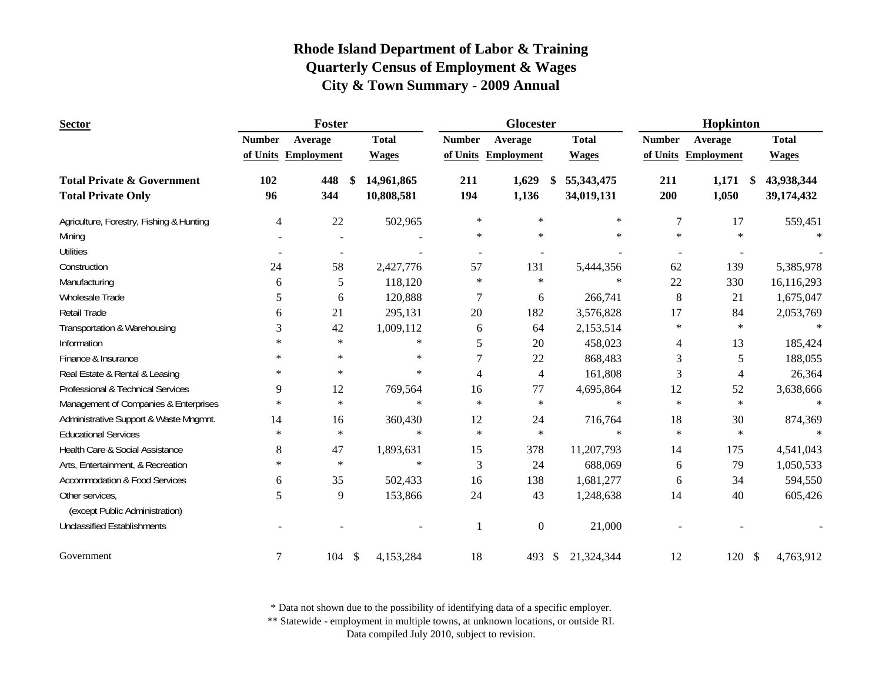# Rhode Island Department of Labor & Training
## Quarterly Census of Employment & Wages
## City & Town Summary - 2009 Annual

| Sector | Foster | | | Glocester | | | Hopkinton | | |
|---|---|---|---|---|---|---|---|---|---|
| | Number of Units | Average Employment | Total Wages | Number of Units | Average Employment | Total Wages | Number of Units | Average Employment | Total Wages |
| **Total Private & Government** | **102** | **448** | **$ 14,961,865** | **211** | **1,629** | **$ 55,343,475** | **211** | **1,171** | **$ 43,938,344** |
| **Total Private Only** | **96** | **344** | **10,808,581** | **194** | **1,136** | **34,019,131** | **200** | **1,050** | **39,174,432** |
| Agriculture, Forestry, Fishing & Hunting | 4 | 22 | 502,965 | * | * | * | 7 | 17 | 559,451 |
| Mining | - | - | - | * | * | * | * | * | * |
| Utilities | - | - | - | - | - | - | - | - | - |
| Construction | 24 | 58 | 2,427,776 | 57 | 131 | 5,444,356 | 62 | 139 | 5,385,978 |
| Manufacturing | 6 | 5 | 118,120 | * | * | * | 22 | 330 | 16,116,293 |
| Wholesale Trade | 5 | 6 | 120,888 | 7 | 6 | 266,741 | 8 | 21 | 1,675,047 |
| Retail Trade | 6 | 21 | 295,131 | 20 | 182 | 3,576,828 | 17 | 84 | 2,053,769 |
| Transportation & Warehousing | 3 | 42 | 1,009,112 | 6 | 64 | 2,153,514 | * | * | * |
| Information | * | * | * | 5 | 20 | 458,023 | 4 | 13 | 185,424 |
| Finance & Insurance | * | * | * | 7 | 22 | 868,483 | 3 | 5 | 188,055 |
| Real Estate & Rental & Leasing | * | * | * | 4 | 4 | 161,808 | 3 | 4 | 26,364 |
| Professional & Technical Services | 9 | 12 | 769,564 | 16 | 77 | 4,695,864 | 12 | 52 | 3,638,666 |
| Management of Companies & Enterprises | * | * | * | * | * | * | * | * | * |
| Administrative Support & Waste Mngmnt. | 14 | 16 | 360,430 | 12 | 24 | 716,764 | 18 | 30 | 874,369 |
| Educational Services | * | * | * | * | * | * | * | * | * |
| Health Care & Social Assistance | 8 | 47 | 1,893,631 | 15 | 378 | 11,207,793 | 14 | 175 | 4,541,043 |
| Arts, Entertainment, & Recreation | * | * | * | 3 | 24 | 688,069 | 6 | 79 | 1,050,533 |
| Accommodation & Food Services | 6 | 35 | 502,433 | 16 | 138 | 1,681,277 | 6 | 34 | 594,550 |
| Other services, (except Public Administration) | 5 | 9 | 153,866 | 24 | 43 | 1,248,638 | 14 | 40 | 605,426 |
| Unclassified Establishments | - | - | - | 1 | 0 | 21,000 | - | - | - |
| Government | 7 | 104 | $ 4,153,284 | 18 | 493 | $ 21,324,344 | 12 | 120 | $ 4,763,912 |

\* Data not shown due to the possibility of identifying data of a specific employer.

\** Statewide - employment in multiple towns, at unknown locations, or outside RI.

Data compiled July 2010, subject to revision.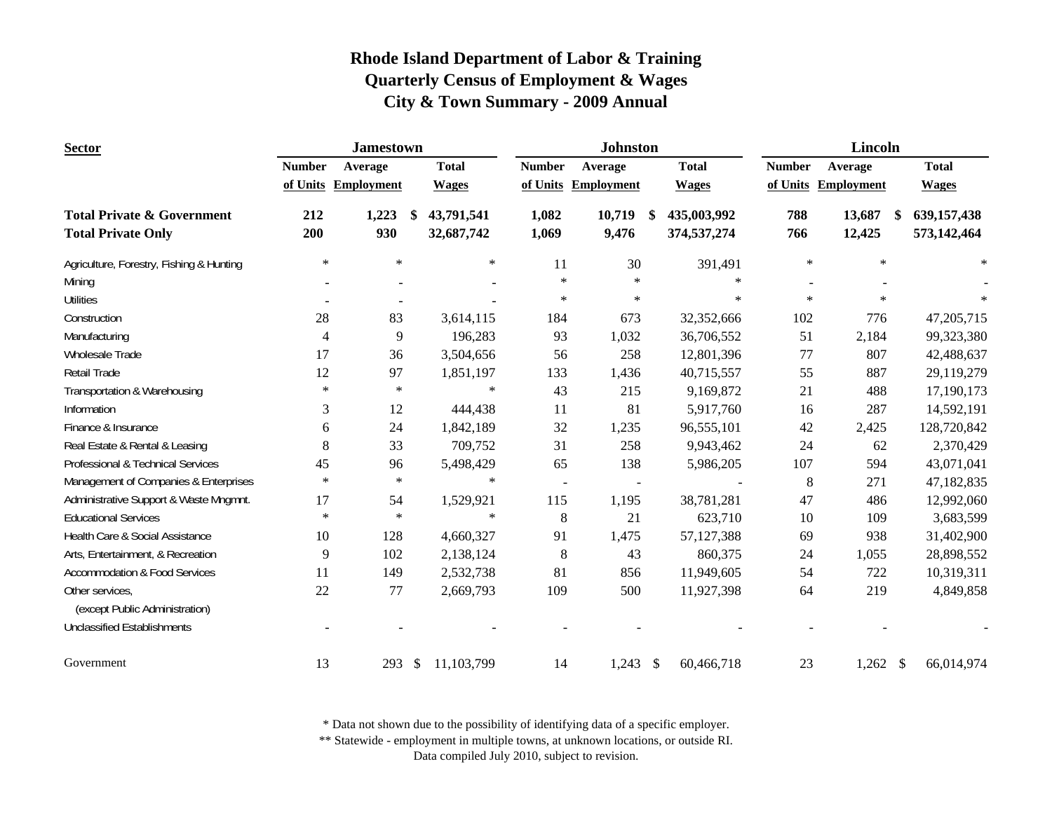# Rhode Island Department of Labor & Training
## Quarterly Census of Employment & Wages
## City & Town Summary - 2009 Annual

| Sector | Jamestown | | | Johnston | | | Lincoln | | |
|---|---|---|---|---|---|---|---|---|---|
| | Number of Units | Average Employment | Total Wages | Number of Units | Average Employment | Total Wages | Number of Units | Average Employment | Total Wages |
| **Total Private & Government** | **212** | **1,223** | **$ 43,791,541** | **1,082** | **10,719** | **$ 435,003,992** | **788** | **13,687** | **$ 639,157,438** |
| **Total Private Only** | **200** | **930** | **32,687,742** | **1,069** | **9,476** | **374,537,274** | **766** | **12,425** | **573,142,464** |
| Agriculture, Forestry, Fishing & Hunting | * | * | * | 11 | 30 | 391,491 | * | * | * |
| Mining | - | - | - | * | * | * | - | - | - |
| Utilities | - | - | - | * | * | * | * | * | * |
| Construction | 28 | 83 | 3,614,115 | 184 | 673 | 32,352,666 | 102 | 776 | 47,205,715 |
| Manufacturing | 4 | 9 | 196,283 | 93 | 1,032 | 36,706,552 | 51 | 2,184 | 99,323,380 |
| Wholesale Trade | 17 | 36 | 3,504,656 | 56 | 258 | 12,801,396 | 77 | 807 | 42,488,637 |
| Retail Trade | 12 | 97 | 1,851,197 | 133 | 1,436 | 40,715,557 | 55 | 887 | 29,119,279 |
| Transportation & Warehousing | * | * | * | 43 | 215 | 9,169,872 | 21 | 488 | 17,190,173 |
| Information | 3 | 12 | 444,438 | 11 | 81 | 5,917,760 | 16 | 287 | 14,592,191 |
| Finance & Insurance | 6 | 24 | 1,842,189 | 32 | 1,235 | 96,555,101 | 42 | 2,425 | 128,720,842 |
| Real Estate & Rental & Leasing | 8 | 33 | 709,752 | 31 | 258 | 9,943,462 | 24 | 62 | 2,370,429 |
| Professional & Technical Services | 45 | 96 | 5,498,429 | 65 | 138 | 5,986,205 | 107 | 594 | 43,071,041 |
| Management of Companies & Enterprises | * | * | * | - | - | - | 8 | 271 | 47,182,835 |
| Administrative Support & Waste Mngmnt. | 17 | 54 | 1,529,921 | 115 | 1,195 | 38,781,281 | 47 | 486 | 12,992,060 |
| Educational Services | * | * | * | 8 | 21 | 623,710 | 10 | 109 | 3,683,599 |
| Health Care & Social Assistance | 10 | 128 | 4,660,327 | 91 | 1,475 | 57,127,388 | 69 | 938 | 31,402,900 |
| Arts, Entertainment, & Recreation | 9 | 102 | 2,138,124 | 8 | 43 | 860,375 | 24 | 1,055 | 28,898,552 |
| Accommodation & Food Services | 11 | 149 | 2,532,738 | 81 | 856 | 11,949,605 | 54 | 722 | 10,319,311 |
| Other services, (except Public Administration) | 22 | 77 | 2,669,793 | 109 | 500 | 11,927,398 | 64 | 219 | 4,849,858 |
| Unclassified Establishments | - | - | - | - | - | - | - | - | - |
| Government | 13 | 293 | $ 11,103,799 | 14 | 1,243 | $ 60,466,718 | 23 | 1,262 | $ 66,014,974 |

\* Data not shown due to the possibility of identifying data of a specific employer.

\*\* Statewide - employment in multiple towns, at unknown locations, or outside RI.

Data compiled July 2010, subject to revision.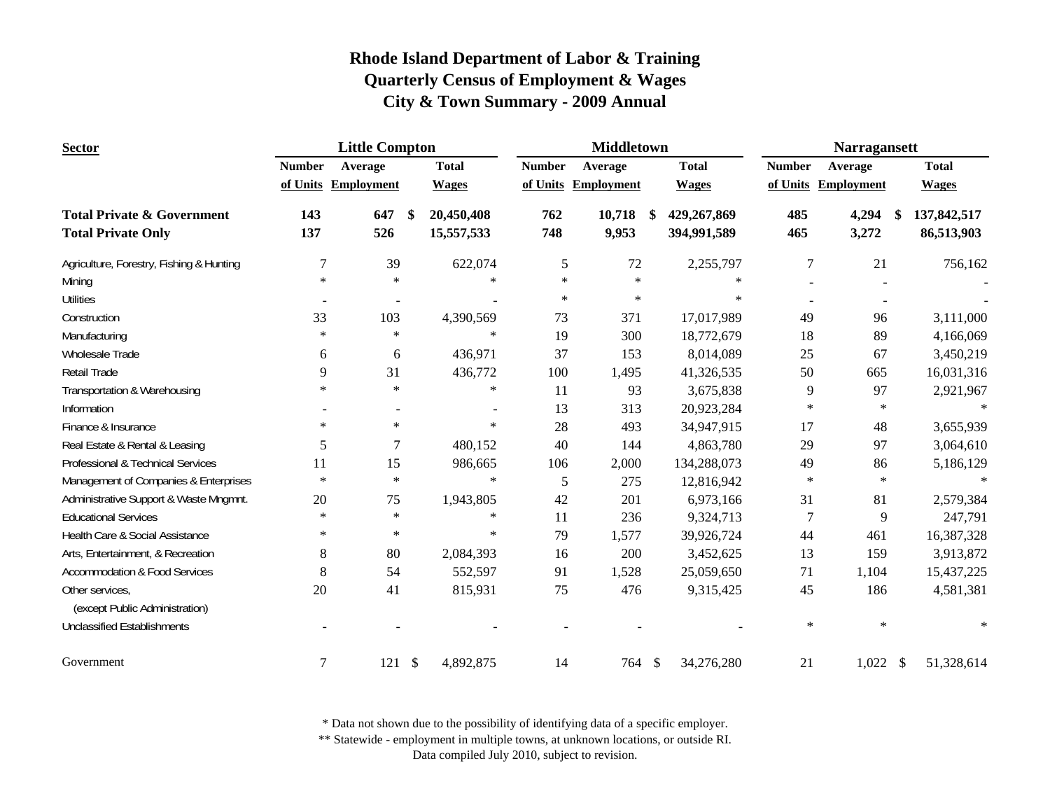# Rhode Island Department of Labor & Training
## Quarterly Census of Employment & Wages
## City & Town Summary - 2009 Annual

| Sector | Little Compton | | | Middletown | | | Narragansett | | |
|---|---|---|---|---|---|---|---|---|---|
| | Number of Units | Average Employment | Total Wages | Number of Units | Average Employment | Total Wages | Number of Units | Average Employment | Total Wages |
| **Total Private & Government** | **143** | **647** | **$ 20,450,408** | **762** | **10,718** | **$ 429,267,869** | **485** | **4,294** | **$ 137,842,517** |
| **Total Private Only** | **137** | **526** | **15,557,533** | **748** | **9,953** | **394,991,589** | **465** | **3,272** | **86,513,903** |
| Agriculture, Forestry, Fishing & Hunting | 7 | 39 | 622,074 | 5 | 72 | 2,255,797 | 7 | 21 | 756,162 |
| Mining | * | * | * | * | * | * | - | - | - |
| Utilities | - | - | - | * | * | * | - | - | - |
| Construction | 33 | 103 | 4,390,569 | 73 | 371 | 17,017,989 | 49 | 96 | 3,111,000 |
| Manufacturing | * | * | * | 19 | 300 | 18,772,679 | 18 | 89 | 4,166,069 |
| Wholesale Trade | 6 | 6 | 436,971 | 37 | 153 | 8,014,089 | 25 | 67 | 3,450,219 |
| Retail Trade | 9 | 31 | 436,772 | 100 | 1,495 | 41,326,535 | 50 | 665 | 16,031,316 |
| Transportation & Warehousing | * | * | * | 11 | 93 | 3,675,838 | 9 | 97 | 2,921,967 |
| Information | - | - | - | 13 | 313 | 20,923,284 | * | * | * |
| Finance & Insurance | * | * | * | 28 | 493 | 34,947,915 | 17 | 48 | 3,655,939 |
| Real Estate & Rental & Leasing | 5 | 7 | 480,152 | 40 | 144 | 4,863,780 | 29 | 97 | 3,064,610 |
| Professional & Technical Services | 11 | 15 | 986,665 | 106 | 2,000 | 134,288,073 | 49 | 86 | 5,186,129 |
| Management of Companies & Enterprises | * | * | * | 5 | 275 | 12,816,942 | * | * | * |
| Administrative Support & Waste Mngmnt. | 20 | 75 | 1,943,805 | 42 | 201 | 6,973,166 | 31 | 81 | 2,579,384 |
| Educational Services | * | * | * | 11 | 236 | 9,324,713 | 7 | 9 | 247,791 |
| Health Care & Social Assistance | * | * | * | 79 | 1,577 | 39,926,724 | 44 | 461 | 16,387,328 |
| Arts, Entertainment, & Recreation | 8 | 80 | 2,084,393 | 16 | 200 | 3,452,625 | 13 | 159 | 3,913,872 |
| Accommodation & Food Services | 8 | 54 | 552,597 | 91 | 1,528 | 25,059,650 | 71 | 1,104 | 15,437,225 |
| Other services, (except Public Administration) | 20 | 41 | 815,931 | 75 | 476 | 9,315,425 | 45 | 186 | 4,581,381 |
| Unclassified Establishments | - | - | - | - | - | - | * | * | * |
| Government | 7 | 121 | $ 4,892,875 | 14 | 764 | $ 34,276,280 | 21 | 1,022 | $ 51,328,614 |

\* Data not shown due to the possibility of identifying data of a specific employer.

\*\* Statewide - employment in multiple towns, at unknown locations, or outside RI.

Data compiled July 2010, subject to revision.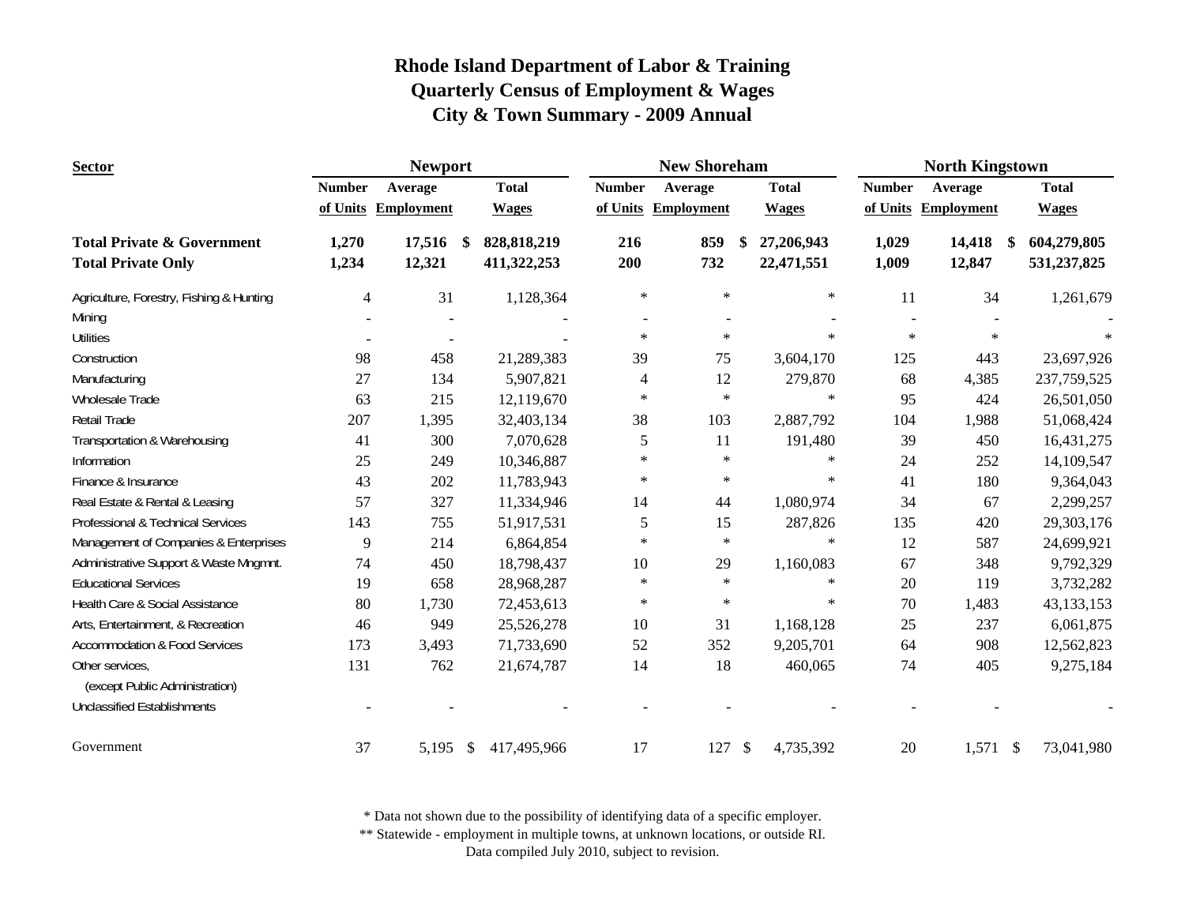# Rhode Island Department of Labor & Training
## Quarterly Census of Employment & Wages
## City & Town Summary - 2009 Annual

| Sector | Newport | | | New Shoreham | | | North Kingstown | | |
|---|---|---|---|---|---|---|---|---|---|
| | Number of Units | Average Employment | Total Wages | Number of Units | Average Employment | Total Wages | Number of Units | Average Employment | Total Wages |
| **Total Private & Government** | **1,270** | **17,516** | **$ 828,818,219** | **216** | **859** | **$ 27,206,943** | **1,029** | **14,418** | **$ 604,279,805** |
| **Total Private Only** | **1,234** | **12,321** | **411,322,253** | **200** | **732** | **22,471,551** | **1,009** | **12,847** | **531,237,825** |
| Agriculture, Forestry, Fishing & Hunting | 4 | 31 | 1,128,364 | * | * | * | 11 | 34 | 1,261,679 |
| Mining | - | - | - | - | - | - | - | - | - |
| Utilities | - | - | - | * | * | * | * | * | * |
| Construction | 98 | 458 | 21,289,383 | 39 | 75 | 3,604,170 | 125 | 443 | 23,697,926 |
| Manufacturing | 27 | 134 | 5,907,821 | 4 | 12 | 279,870 | 68 | 4,385 | 237,759,525 |
| Wholesale Trade | 63 | 215 | 12,119,670 | * | * | * | 95 | 424 | 26,501,050 |
| Retail Trade | 207 | 1,395 | 32,403,134 | 38 | 103 | 2,887,792 | 104 | 1,988 | 51,068,424 |
| Transportation & Warehousing | 41 | 300 | 7,070,628 | 5 | 11 | 191,480 | 39 | 450 | 16,431,275 |
| Information | 25 | 249 | 10,346,887 | * | * | * | 24 | 252 | 14,109,547 |
| Finance & Insurance | 43 | 202 | 11,783,943 | * | * | * | 41 | 180 | 9,364,043 |
| Real Estate & Rental & Leasing | 57 | 327 | 11,334,946 | 14 | 44 | 1,080,974 | 34 | 67 | 2,299,257 |
| Professional & Technical Services | 143 | 755 | 51,917,531 | 5 | 15 | 287,826 | 135 | 420 | 29,303,176 |
| Management of Companies & Enterprises | 9 | 214 | 6,864,854 | * | * | * | 12 | 587 | 24,699,921 |
| Administrative Support & Waste Mngmnt. | 74 | 450 | 18,798,437 | 10 | 29 | 1,160,083 | 67 | 348 | 9,792,329 |
| Educational Services | 19 | 658 | 28,968,287 | * | * | * | 20 | 119 | 3,732,282 |
| Health Care & Social Assistance | 80 | 1,730 | 72,453,613 | * | * | * | 70 | 1,483 | 43,133,153 |
| Arts, Entertainment, & Recreation | 46 | 949 | 25,526,278 | 10 | 31 | 1,168,128 | 25 | 237 | 6,061,875 |
| Accommodation & Food Services | 173 | 3,493 | 71,733,690 | 52 | 352 | 9,205,701 | 64 | 908 | 12,562,823 |
| Other services, (except Public Administration) | 131 | 762 | 21,674,787 | 14 | 18 | 460,065 | 74 | 405 | 9,275,184 |
| Unclassified Establishments | - | - | - | - | - | - | - | - | - |
| Government | 37 | 5,195 | $ 417,495,966 | 17 | 127 | $ 4,735,392 | 20 | 1,571 | $ 73,041,980 |

\* Data not shown due to the possibility of identifying data of a specific employer.
\** Statewide - employment in multiple towns, at unknown locations, or outside RI.
Data compiled July 2010, subject to revision.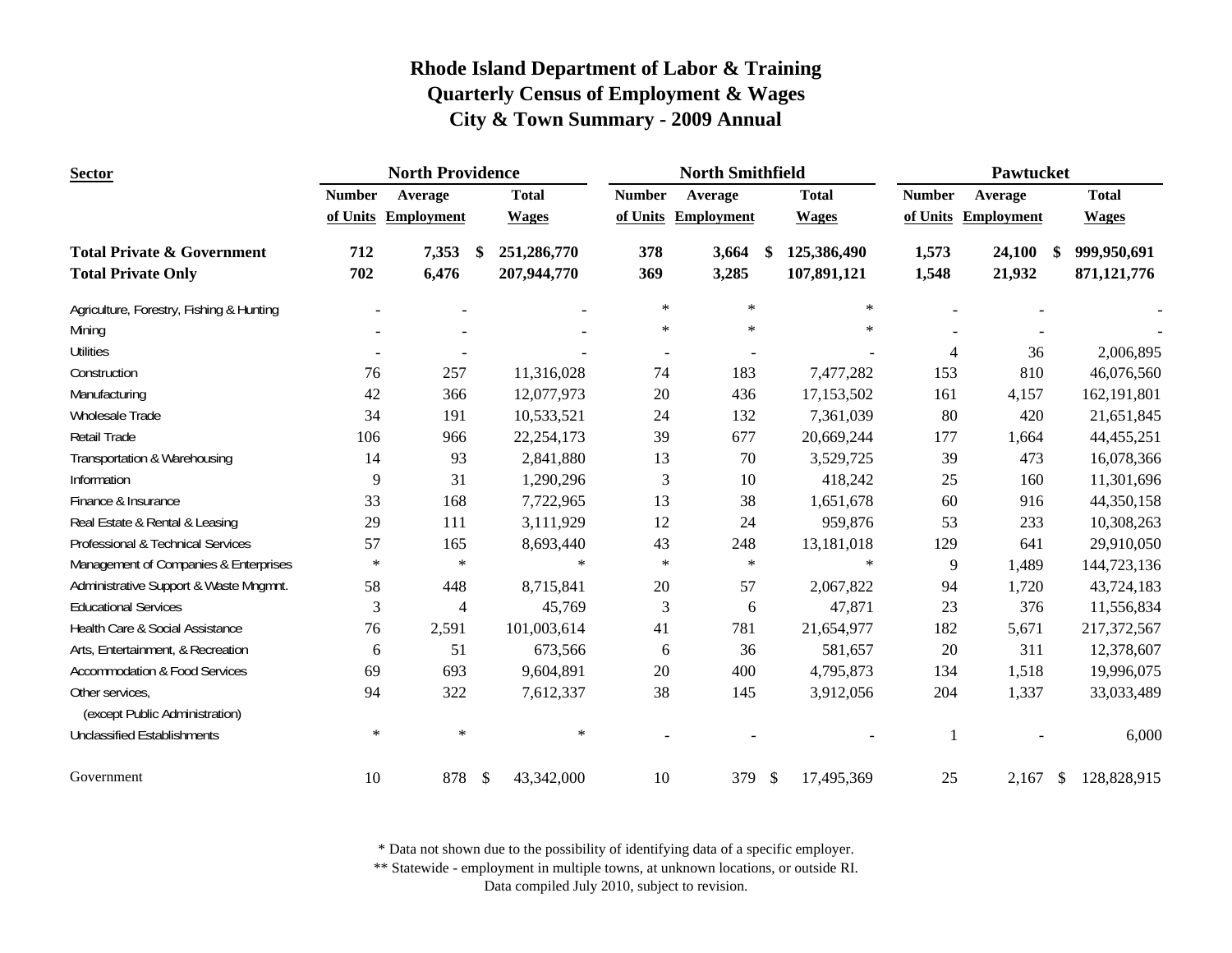# Rhode Island Department of Labor & Training
## Quarterly Census of Employment & Wages
## City & Town Summary - 2009 Annual

| Sector | North Providence | | | North Smithfield | | | Pawtucket | | |
|---|---|---|---|---|---|---|---|---|---|
| | Number of Units | Average Employment | Total Wages | Number of Units | Average Employment | Total Wages | Number of Units | Average Employment | Total Wages |
| **Total Private & Government** | **712** | **7,353** | **$ 251,286,770** | **378** | **3,664** | **$ 125,386,490** | **1,573** | **24,100** | **$ 999,950,691** |
| **Total Private Only** | **702** | **6,476** | **207,944,770** | **369** | **3,285** | **107,891,121** | **1,548** | **21,932** | **871,121,776** |
| Agriculture, Forestry, Fishing & Hunting | - | - | - | * | * | * | - | - | - |
| Mining | - | - | - | * | * | * | - | - | - |
| Utilities | - | - | - | - | - | - | 4 | 36 | 2,006,895 |
| Construction | 76 | 257 | 11,316,028 | 74 | 183 | 7,477,282 | 153 | 810 | 46,076,560 |
| Manufacturing | 42 | 366 | 12,077,973 | 20 | 436 | 17,153,502 | 161 | 4,157 | 162,191,801 |
| Wholesale Trade | 34 | 191 | 10,533,521 | 24 | 132 | 7,361,039 | 80 | 420 | 21,651,845 |
| Retail Trade | 106 | 966 | 22,254,173 | 39 | 677 | 20,669,244 | 177 | 1,664 | 44,455,251 |
| Transportation & Warehousing | 14 | 93 | 2,841,880 | 13 | 70 | 3,529,725 | 39 | 473 | 16,078,366 |
| Information | 9 | 31 | 1,290,296 | 3 | 10 | 418,242 | 25 | 160 | 11,301,696 |
| Finance & Insurance | 33 | 168 | 7,722,965 | 13 | 38 | 1,651,678 | 60 | 916 | 44,350,158 |
| Real Estate & Rental & Leasing | 29 | 111 | 3,111,929 | 12 | 24 | 959,876 | 53 | 233 | 10,308,263 |
| Professional & Technical Services | 57 | 165 | 8,693,440 | 43 | 248 | 13,181,018 | 129 | 641 | 29,910,050 |
| Management of Companies & Enterprises | * | * | * | * | * | * | 9 | 1,489 | 144,723,136 |
| Administrative Support & Waste Mngmnt. | 58 | 448 | 8,715,841 | 20 | 57 | 2,067,822 | 94 | 1,720 | 43,724,183 |
| Educational Services | 3 | 4 | 45,769 | 3 | 6 | 47,871 | 23 | 376 | 11,556,834 |
| Health Care & Social Assistance | 76 | 2,591 | 101,003,614 | 41 | 781 | 21,654,977 | 182 | 5,671 | 217,372,567 |
| Arts, Entertainment, & Recreation | 6 | 51 | 673,566 | 6 | 36 | 581,657 | 20 | 311 | 12,378,607 |
| Accommodation & Food Services | 69 | 693 | 9,604,891 | 20 | 400 | 4,795,873 | 134 | 1,518 | 19,996,075 |
| Other services, (except Public Administration) | 94 | 322 | 7,612,337 | 38 | 145 | 3,912,056 | 204 | 1,337 | 33,033,489 |
| Unclassified Establishments | * | * | * | - | - | - | 1 | - | 6,000 |
| Government | 10 | 878 | $ 43,342,000 | 10 | 379 | $ 17,495,369 | 25 | 2,167 | $ 128,828,915 |

\* Data not shown due to the possibility of identifying data of a specific employer.

\** Statewide - employment in multiple towns, at unknown locations, or outside RI.

Data compiled July 2010, subject to revision.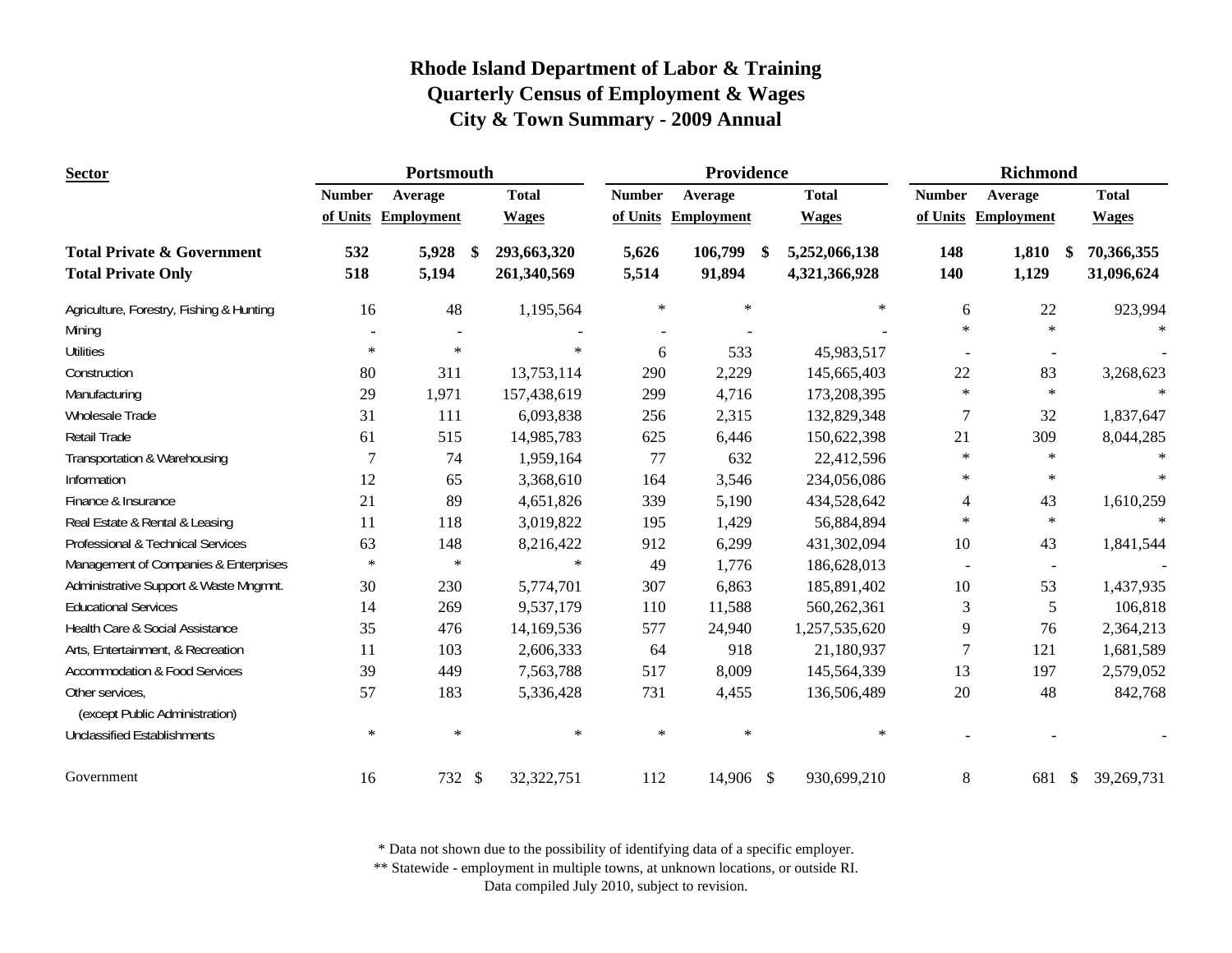# Rhode Island Department of Labor & Training
## Quarterly Census of Employment & Wages
## City & Town Summary - 2009 Annual

| Sector | Portsmouth | | | Providence | | | Richmond | | |
|---|---|---|---|---|---|---|---|---|---|
| | Number of Units | Average Employment | Total Wages | Number of Units | Average Employment | Total Wages | Number of Units | Average Employment | Total Wages |
| **Total Private & Government** | **532** | **5,928** | **$ 293,663,320** | **5,626** | **106,799** | **$ 5,252,066,138** | **148** | **1,810** | **$ 70,366,355** |
| **Total Private Only** | **518** | **5,194** | **261,340,569** | **5,514** | **91,894** | **4,321,366,928** | **140** | **1,129** | **31,096,624** |
| Agriculture, Forestry, Fishing & Hunting | 16 | 48 | 1,195,564 | * | * | * | 6 | 22 | 923,994 |
| Mining | - | - | - | - | - | - | * | * | * |
| Utilities | * | * | * | 6 | 533 | 45,983,517 | - | - | - |
| Construction | 80 | 311 | 13,753,114 | 290 | 2,229 | 145,665,403 | 22 | 83 | 3,268,623 |
| Manufacturing | 29 | 1,971 | 157,438,619 | 299 | 4,716 | 173,208,395 | * | * | * |
| Wholesale Trade | 31 | 111 | 6,093,838 | 256 | 2,315 | 132,829,348 | 7 | 32 | 1,837,647 |
| Retail Trade | 61 | 515 | 14,985,783 | 625 | 6,446 | 150,622,398 | 21 | 309 | 8,044,285 |
| Transportation & Warehousing | 7 | 74 | 1,959,164 | 77 | 632 | 22,412,596 | * | * | * |
| Information | 12 | 65 | 3,368,610 | 164 | 3,546 | 234,056,086 | * | * | * |
| Finance & Insurance | 21 | 89 | 4,651,826 | 339 | 5,190 | 434,528,642 | 4 | 43 | 1,610,259 |
| Real Estate & Rental & Leasing | 11 | 118 | 3,019,822 | 195 | 1,429 | 56,884,894 | * | * | * |
| Professional & Technical Services | 63 | 148 | 8,216,422 | 912 | 6,299 | 431,302,094 | 10 | 43 | 1,841,544 |
| Management of Companies & Enterprises | * | * | * | 49 | 1,776 | 186,628,013 | - | - | - |
| Administrative Support & Waste Mngmnt. | 30 | 230 | 5,774,701 | 307 | 6,863 | 185,891,402 | 10 | 53 | 1,437,935 |
| Educational Services | 14 | 269 | 9,537,179 | 110 | 11,588 | 560,262,361 | 3 | 5 | 106,818 |
| Health Care & Social Assistance | 35 | 476 | 14,169,536 | 577 | 24,940 | 1,257,535,620 | 9 | 76 | 2,364,213 |
| Arts, Entertainment, & Recreation | 11 | 103 | 2,606,333 | 64 | 918 | 21,180,937 | 7 | 121 | 1,681,589 |
| Accommodation & Food Services | 39 | 449 | 7,563,788 | 517 | 8,009 | 145,564,339 | 13 | 197 | 2,579,052 |
| Other services, (except Public Administration) | 57 | 183 | 5,336,428 | 731 | 4,455 | 136,506,489 | 20 | 48 | 842,768 |
| Unclassified Establishments | * | * | * | * | * | * | - | - | - |
| Government | 16 | 732 | $ 32,322,751 | 112 | 14,906 | $ 930,699,210 | 8 | 681 | $ 39,269,731 |

\* Data not shown due to the possibility of identifying data of a specific employer.

\*\* Statewide - employment in multiple towns, at unknown locations, or outside RI.

Data compiled July 2010, subject to revision.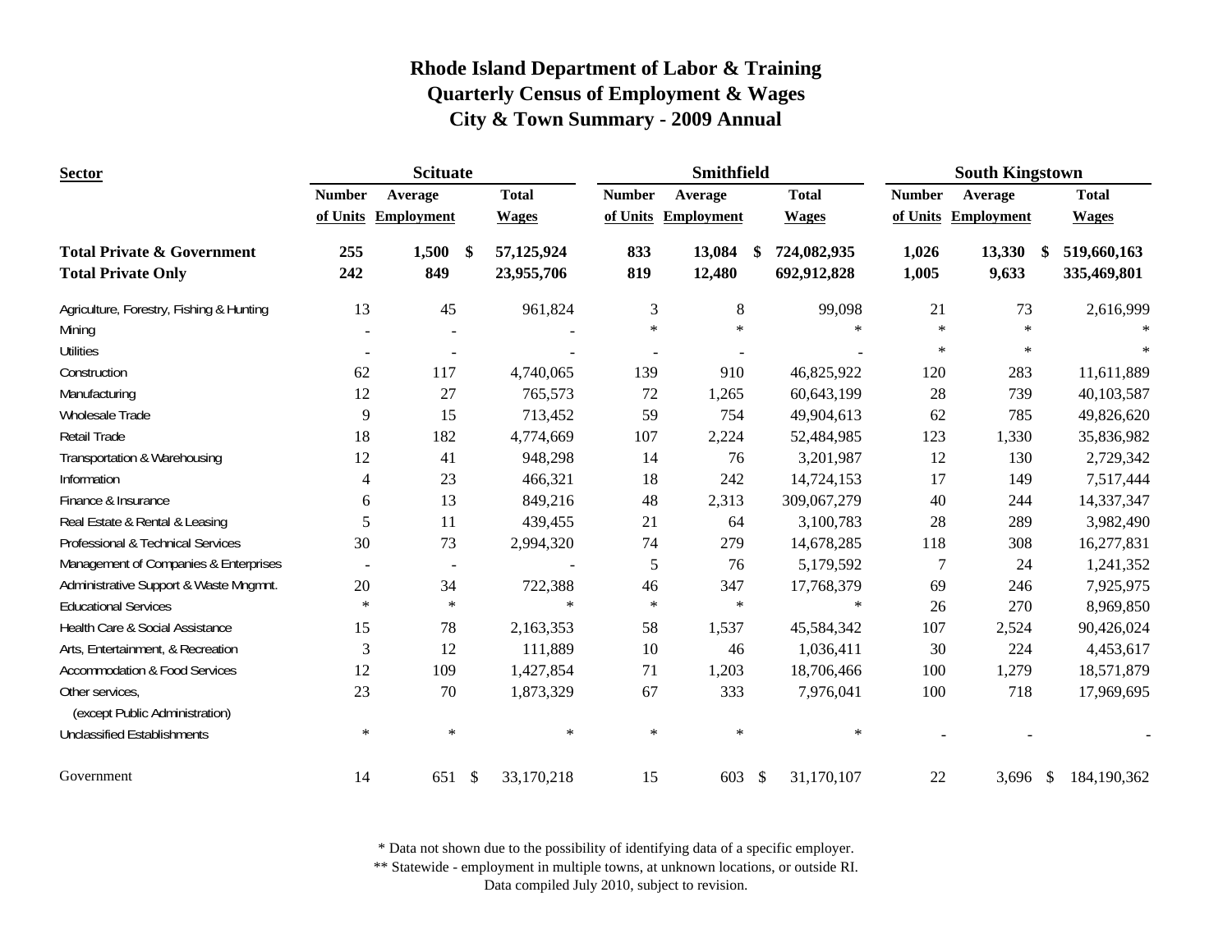# Rhode Island Department of Labor & Training
## Quarterly Census of Employment & Wages
### City & Town Summary - 2009 Annual

| Sector | Scituate | | | Smithfield | | | South Kingstown | | |
|---|---|---|---|---|---|---|---|---|---|
| | Number of Units | Average Employment | Total Wages | Number of Units | Average Employment | Total Wages | Number of Units | Average Employment | Total Wages |
| **Total Private & Government** | **255** | **1,500** | **$ 57,125,924** | **833** | **13,084** | **$ 724,082,935** | **1,026** | **13,330** | **$ 519,660,163** |
| **Total Private Only** | **242** | **849** | **23,955,706** | **819** | **12,480** | **692,912,828** | **1,005** | **9,633** | **335,469,801** |
| Agriculture, Forestry, Fishing & Hunting | 13 | 45 | 961,824 | 3 | 8 | 99,098 | 21 | 73 | 2,616,999 |
| Mining | - | - | - | * | * | * | * | * | * |
| Utilities | - | - | - | - | - | - | * | * | * |
| Construction | 62 | 117 | 4,740,065 | 139 | 910 | 46,825,922 | 120 | 283 | 11,611,889 |
| Manufacturing | 12 | 27 | 765,573 | 72 | 1,265 | 60,643,199 | 28 | 739 | 40,103,587 |
| Wholesale Trade | 9 | 15 | 713,452 | 59 | 754 | 49,904,613 | 62 | 785 | 49,826,620 |
| Retail Trade | 18 | 182 | 4,774,669 | 107 | 2,224 | 52,484,985 | 123 | 1,330 | 35,836,982 |
| Transportation & Warehousing | 12 | 41 | 948,298 | 14 | 76 | 3,201,987 | 12 | 130 | 2,729,342 |
| Information | 4 | 23 | 466,321 | 18 | 242 | 14,724,153 | 17 | 149 | 7,517,444 |
| Finance & Insurance | 6 | 13 | 849,216 | 48 | 2,313 | 309,067,279 | 40 | 244 | 14,337,347 |
| Real Estate & Rental & Leasing | 5 | 11 | 439,455 | 21 | 64 | 3,100,783 | 28 | 289 | 3,982,490 |
| Professional & Technical Services | 30 | 73 | 2,994,320 | 74 | 279 | 14,678,285 | 118 | 308 | 16,277,831 |
| Management of Companies & Enterprises | - | - | - | 5 | 76 | 5,179,592 | 7 | 24 | 1,241,352 |
| Administrative Support & Waste Mngmnt. | 20 | 34 | 722,388 | 46 | 347 | 17,768,379 | 69 | 246 | 7,925,975 |
| Educational Services | * | * | * | * | * | * | 26 | 270 | 8,969,850 |
| Health Care & Social Assistance | 15 | 78 | 2,163,353 | 58 | 1,537 | 45,584,342 | 107 | 2,524 | 90,426,024 |
| Arts, Entertainment, & Recreation | 3 | 12 | 111,889 | 10 | 46 | 1,036,411 | 30 | 224 | 4,453,617 |
| Accommodation & Food Services | 12 | 109 | 1,427,854 | 71 | 1,203 | 18,706,466 | 100 | 1,279 | 18,571,879 |
| Other services, (except Public Administration) | 23 | 70 | 1,873,329 | 67 | 333 | 7,976,041 | 100 | 718 | 17,969,695 |
| Unclassified Establishments | * | * | * | * | * | * | - | - | - |
| Government | 14 | 651 | $ 33,170,218 | 15 | 603 | $ 31,170,107 | 22 | 3,696 | $ 184,190,362 |

* Data not shown due to the possibility of identifying data of a specific employer.
** Statewide - employment in multiple towns, at unknown locations, or outside RI.
Data compiled July 2010, subject to revision.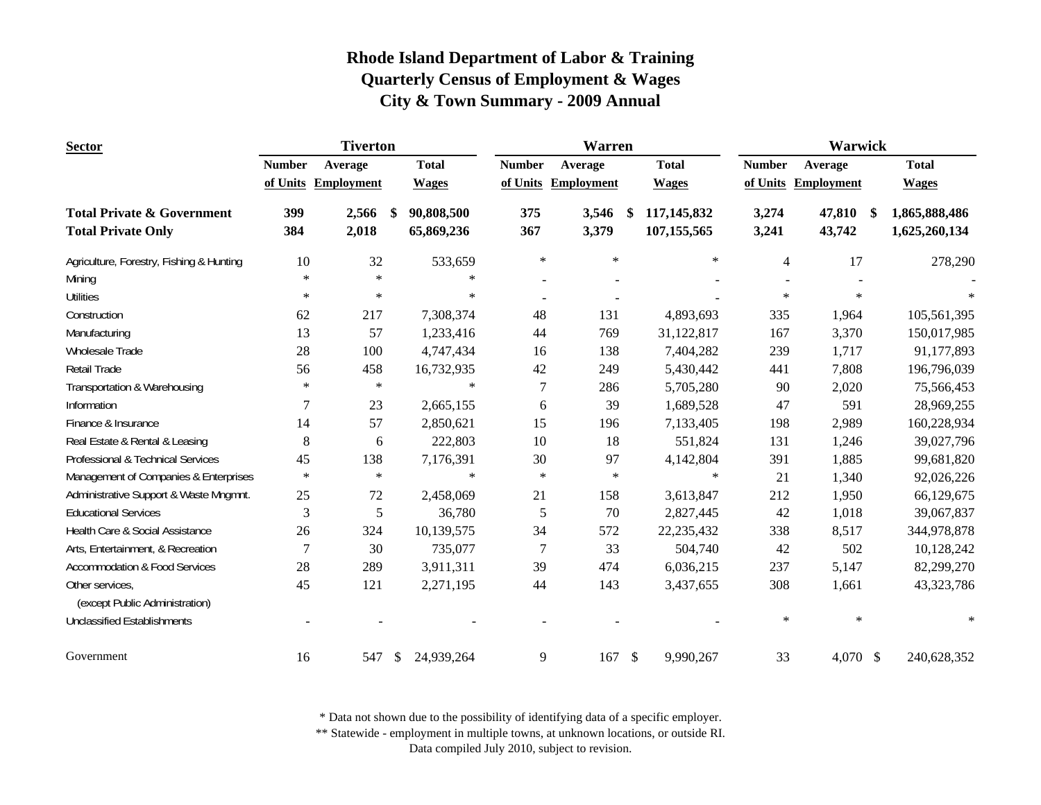# Rhode Island Department of Labor & Training
## Quarterly Census of Employment & Wages
## City & Town Summary - 2009 Annual

| Sector | Tiverton | | | Warren | | | Warwick | | |
|---|---|---|---|---|---|---|---|---|---|
| | Number of Units | Average Employment | Total Wages | Number of Units | Average Employment | Total Wages | Number of Units | Average Employment | Total Wages |
| **Total Private & Government** | **399** | **2,566** | **$ 90,808,500** | **375** | **3,546** | **$ 117,145,832** | **3,274** | **47,810** | **$ 1,865,888,486** |
| **Total Private Only** | **384** | **2,018** | **65,869,236** | **367** | **3,379** | **107,155,565** | **3,241** | **43,742** | **1,625,260,134** |
| Agriculture, Forestry, Fishing & Hunting | 10 | 32 | 533,659 | * | * | * | 4 | 17 | 278,290 |
| Mining | * | * | * | - | - | - | - | - | - |
| Utilities | * | * | * | - | - | - | * | * | * |
| Construction | 62 | 217 | 7,308,374 | 48 | 131 | 4,893,693 | 335 | 1,964 | 105,561,395 |
| Manufacturing | 13 | 57 | 1,233,416 | 44 | 769 | 31,122,817 | 167 | 3,370 | 150,017,985 |
| Wholesale Trade | 28 | 100 | 4,747,434 | 16 | 138 | 7,404,282 | 239 | 1,717 | 91,177,893 |
| Retail Trade | 56 | 458 | 16,732,935 | 42 | 249 | 5,430,442 | 441 | 7,808 | 196,796,039 |
| Transportation & Warehousing | * | * | * | 7 | 286 | 5,705,280 | 90 | 2,020 | 75,566,453 |
| Information | 7 | 23 | 2,665,155 | 6 | 39 | 1,689,528 | 47 | 591 | 28,969,255 |
| Finance & Insurance | 14 | 57 | 2,850,621 | 15 | 196 | 7,133,405 | 198 | 2,989 | 160,228,934 |
| Real Estate & Rental & Leasing | 8 | 6 | 222,803 | 10 | 18 | 551,824 | 131 | 1,246 | 39,027,796 |
| Professional & Technical Services | 45 | 138 | 7,176,391 | 30 | 97 | 4,142,804 | 391 | 1,885 | 99,681,820 |
| Management of Companies & Enterprises | * | * | * | * | * | * | 21 | 1,340 | 92,026,226 |
| Administrative Support & Waste Mngmnt. | 25 | 72 | 2,458,069 | 21 | 158 | 3,613,847 | 212 | 1,950 | 66,129,675 |
| Educational Services | 3 | 5 | 36,780 | 5 | 70 | 2,827,445 | 42 | 1,018 | 39,067,837 |
| Health Care & Social Assistance | 26 | 324 | 10,139,575 | 34 | 572 | 22,235,432 | 338 | 8,517 | 344,978,878 |
| Arts, Entertainment, & Recreation | 7 | 30 | 735,077 | 7 | 33 | 504,740 | 42 | 502 | 10,128,242 |
| Accommodation & Food Services | 28 | 289 | 3,911,311 | 39 | 474 | 6,036,215 | 237 | 5,147 | 82,299,270 |
| Other services, (except Public Administration) | 45 | 121 | 2,271,195 | 44 | 143 | 3,437,655 | 308 | 1,661 | 43,323,786 |
| Unclassified Establishments | - | - | - | - | - | - | * | * | * |
| Government | 16 | 547 | $ 24,939,264 | 9 | 167 | $ 9,990,267 | 33 | 4,070 | $ 240,628,352 |

\* Data not shown due to the possibility of identifying data of a specific employer.
\*\* Statewide - employment in multiple towns, at unknown locations, or outside RI.
Data compiled July 2010, subject to revision.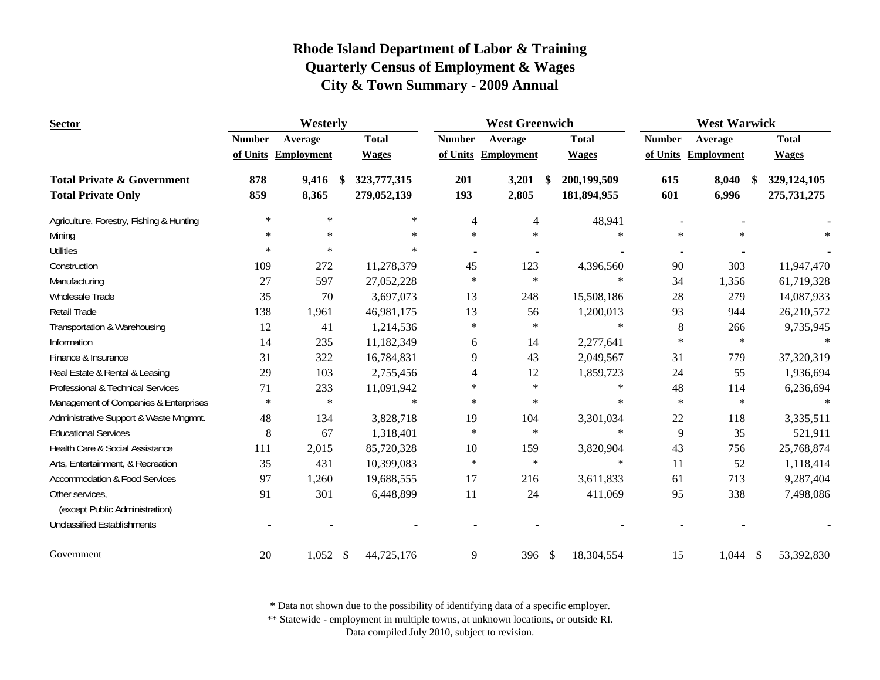# Rhode Island Department of Labor & Training
## Quarterly Census of Employment & Wages
## City & Town Summary - 2009 Annual

| Sector | Westerly | | | West Greenwich | | | West Warwick | | |
|---|---|---|---|---|---|---|---|---|---|
| | Number of Units | Average Employment | Total Wages | Number of Units | Average Employment | Total Wages | Number of Units | Average Employment | Total Wages |
| **Total Private & Government** | **878** | **9,416** | **$ 323,777,315** | **201** | **3,201** | **$ 200,199,509** | **615** | **8,040** | **$ 329,124,105** |
| **Total Private Only** | **859** | **8,365** | **279,052,139** | **193** | **2,805** | **181,894,955** | **601** | **6,996** | **275,731,275** |
| Agriculture, Forestry, Fishing & Hunting | * | * | * | 4 | 4 | 48,941 | - | - | - |
| Mining | * | * | * | * | * | * | * | * | * |
| Utilities | * | * | * | - | - | - | - | - | - |
| Construction | 109 | 272 | 11,278,379 | 45 | 123 | 4,396,560 | 90 | 303 | 11,947,470 |
| Manufacturing | 27 | 597 | 27,052,228 | * | * | * | 34 | 1,356 | 61,719,328 |
| Wholesale Trade | 35 | 70 | 3,697,073 | 13 | 248 | 15,508,186 | 28 | 279 | 14,087,933 |
| Retail Trade | 138 | 1,961 | 46,981,175 | 13 | 56 | 1,200,013 | 93 | 944 | 26,210,572 |
| Transportation & Warehousing | 12 | 41 | 1,214,536 | * | * | * | 8 | 266 | 9,735,945 |
| Information | 14 | 235 | 11,182,349 | 6 | 14 | 2,277,641 | * | * | * |
| Finance & Insurance | 31 | 322 | 16,784,831 | 9 | 43 | 2,049,567 | 31 | 779 | 37,320,319 |
| Real Estate & Rental & Leasing | 29 | 103 | 2,755,456 | 4 | 12 | 1,859,723 | 24 | 55 | 1,936,694 |
| Professional & Technical Services | 71 | 233 | 11,091,942 | * | * | * | 48 | 114 | 6,236,694 |
| Management of Companies & Enterprises | * | * | * | * | * | * | * | * | * |
| Administrative Support & Waste Mngmnt. | 48 | 134 | 3,828,718 | 19 | 104 | 3,301,034 | 22 | 118 | 3,335,511 |
| Educational Services | 8 | 67 | 1,318,401 | * | * | * | 9 | 35 | 521,911 |
| Health Care & Social Assistance | 111 | 2,015 | 85,720,328 | 10 | 159 | 3,820,904 | 43 | 756 | 25,768,874 |
| Arts, Entertainment, & Recreation | 35 | 431 | 10,399,083 | * | * | * | 11 | 52 | 1,118,414 |
| Accommodation & Food Services | 97 | 1,260 | 19,688,555 | 17 | 216 | 3,611,833 | 61 | 713 | 9,287,404 |
| Other services, (except Public Administration) | 91 | 301 | 6,448,899 | 11 | 24 | 411,069 | 95 | 338 | 7,498,086 |
| Unclassified Establishments | - | - | - | - | - | - | - | - | - |
| Government | 20 | 1,052 | $ 44,725,176 | 9 | 396 | $ 18,304,554 | 15 | 1,044 | $ 53,392,830 |

\* Data not shown due to the possibility of identifying data of a specific employer.
\*\* Statewide - employment in multiple towns, at unknown locations, or outside RI.
Data compiled July 2010, subject to revision.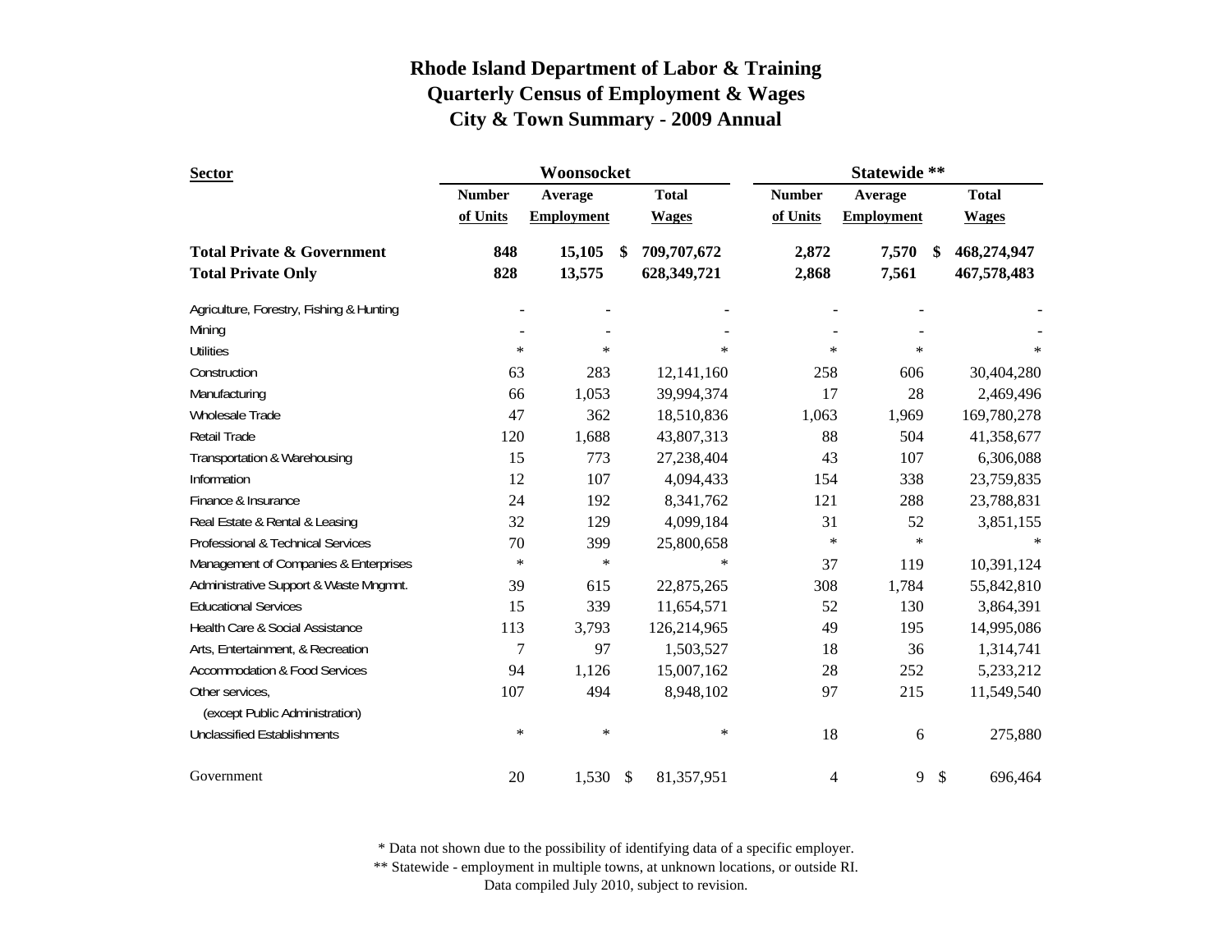# Rhode Island Department of Labor & Training
## Quarterly Census of Employment & Wages
## City & Town Summary - 2009 Annual

| Sector | Woonsocket | | | Statewide ** | | |
|---|---|---|---|---|---|---|
| | Number of Units | Average Employment | Total Wages | Number of Units | Average Employment | Total Wages |
| **Total Private & Government** | **848** | **15,105** | **$ 709,707,672** | **2,872** | **7,570** | **$ 468,274,947** |
| **Total Private Only** | **828** | **13,575** | **628,349,721** | **2,868** | **7,561** | **467,578,483** |
| Agriculture, Forestry, Fishing & Hunting | - | - | - | - | - | - |
| Mining | - | - | - | - | - | - |
| Utilities | * | * | * | * | * | * |
| Construction | 63 | 283 | 12,141,160 | 258 | 606 | 30,404,280 |
| Manufacturing | 66 | 1,053 | 39,994,374 | 17 | 28 | 2,469,496 |
| Wholesale Trade | 47 | 362 | 18,510,836 | 1,063 | 1,969 | 169,780,278 |
| Retail Trade | 120 | 1,688 | 43,807,313 | 88 | 504 | 41,358,677 |
| Transportation & Warehousing | 15 | 773 | 27,238,404 | 43 | 107 | 6,306,088 |
| Information | 12 | 107 | 4,094,433 | 154 | 338 | 23,759,835 |
| Finance & Insurance | 24 | 192 | 8,341,762 | 121 | 288 | 23,788,831 |
| Real Estate & Rental & Leasing | 32 | 129 | 4,099,184 | 31 | 52 | 3,851,155 |
| Professional & Technical Services | 70 | 399 | 25,800,658 | * | * | * |
| Management of Companies & Enterprises | * | * | * | 37 | 119 | 10,391,124 |
| Administrative Support & Waste Mngmnt. | 39 | 615 | 22,875,265 | 308 | 1,784 | 55,842,810 |
| Educational Services | 15 | 339 | 11,654,571 | 52 | 130 | 3,864,391 |
| Health Care & Social Assistance | 113 | 3,793 | 126,214,965 | 49 | 195 | 14,995,086 |
| Arts, Entertainment, & Recreation | 7 | 97 | 1,503,527 | 18 | 36 | 1,314,741 |
| Accommodation & Food Services | 94 | 1,126 | 15,007,162 | 28 | 252 | 5,233,212 |
| Other services, (except Public Administration) | 107 | 494 | 8,948,102 | 97 | 215 | 11,549,540 |
| Unclassified Establishments | * | * | * | 18 | 6 | 275,880 |
| Government | 20 | 1,530 | $ 81,357,951 | 4 | 9 | $ 696,464 |

* Data not shown due to the possibility of identifying data of a specific employer.
** Statewide - employment in multiple towns, at unknown locations, or outside RI.
Data compiled July 2010, subject to revision.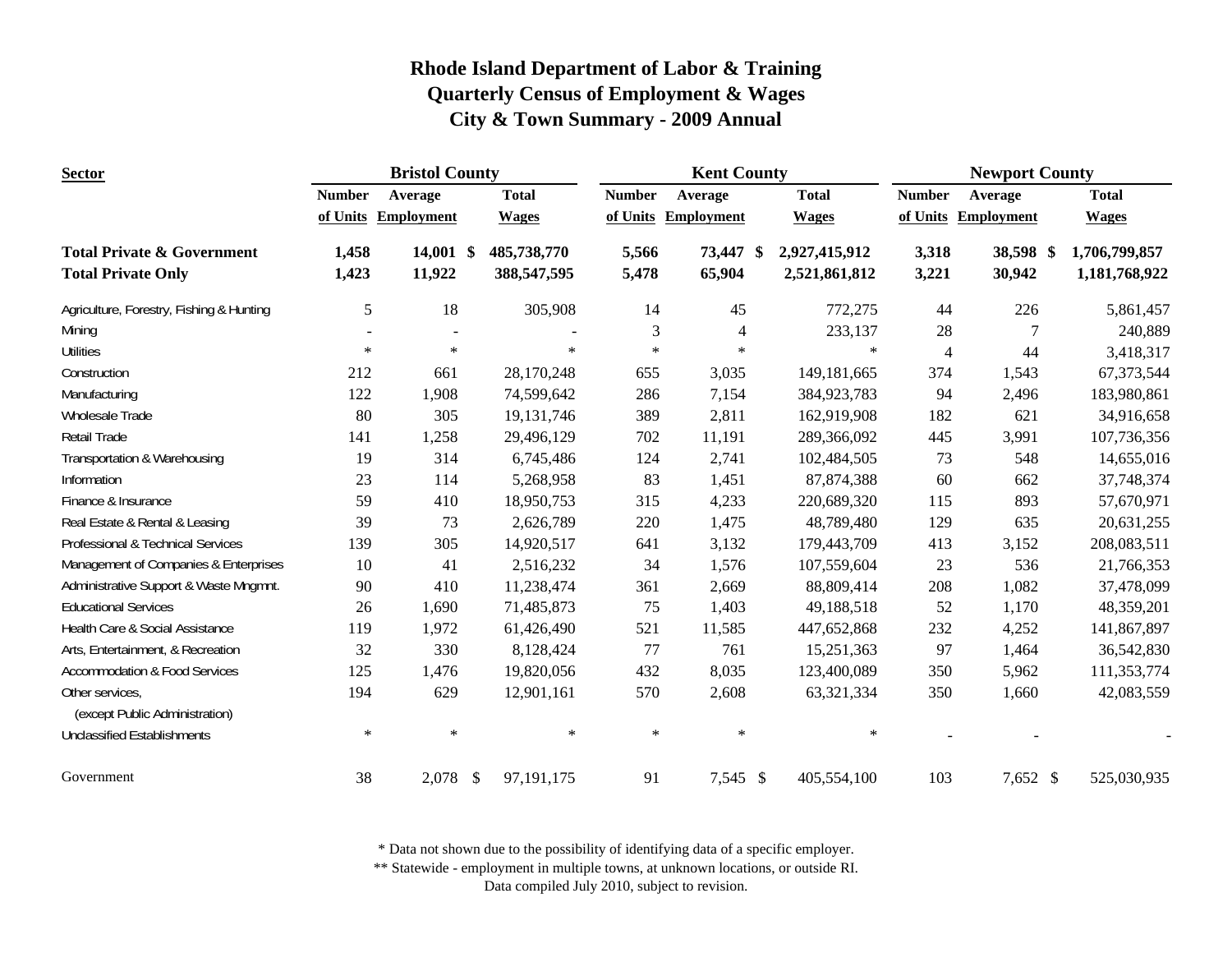# Rhode Island Department of Labor & Training
## Quarterly Census of Employment & Wages
## City & Town Summary - 2009 Annual

| Sector | Bristol County | | | Kent County | | | Newport County | | |
|---|---|---|---|---|---|---|---|---|---|
| | Number of Units | Average Employment | Total Wages | Number of Units | Average Employment | Total Wages | Number of Units | Average Employment | Total Wages |
| **Total Private & Government** | **1,458** | **14,001** | **$ 485,738,770** | **5,566** | **73,447** | **$ 2,927,415,912** | **3,318** | **38,598** | **$ 1,706,799,857** |
| **Total Private Only** | **1,423** | **11,922** | **388,547,595** | **5,478** | **65,904** | **2,521,861,812** | **3,221** | **30,942** | **1,181,768,922** |
| Agriculture, Forestry, Fishing & Hunting | 5 | 18 | 305,908 | 14 | 45 | 772,275 | 44 | 226 | 5,861,457 |
| Mining | - | - | - | 3 | 4 | 233,137 | 28 | 7 | 240,889 |
| Utilities | * | * | * | * | * | * | 4 | 44 | 3,418,317 |
| Construction | 212 | 661 | 28,170,248 | 655 | 3,035 | 149,181,665 | 374 | 1,543 | 67,373,544 |
| Manufacturing | 122 | 1,908 | 74,599,642 | 286 | 7,154 | 384,923,783 | 94 | 2,496 | 183,980,861 |
| Wholesale Trade | 80 | 305 | 19,131,746 | 389 | 2,811 | 162,919,908 | 182 | 621 | 34,916,658 |
| Retail Trade | 141 | 1,258 | 29,496,129 | 702 | 11,191 | 289,366,092 | 445 | 3,991 | 107,736,356 |
| Transportation & Warehousing | 19 | 314 | 6,745,486 | 124 | 2,741 | 102,484,505 | 73 | 548 | 14,655,016 |
| Information | 23 | 114 | 5,268,958 | 83 | 1,451 | 87,874,388 | 60 | 662 | 37,748,374 |
| Finance & Insurance | 59 | 410 | 18,950,753 | 315 | 4,233 | 220,689,320 | 115 | 893 | 57,670,971 |
| Real Estate & Rental & Leasing | 39 | 73 | 2,626,789 | 220 | 1,475 | 48,789,480 | 129 | 635 | 20,631,255 |
| Professional & Technical Services | 139 | 305 | 14,920,517 | 641 | 3,132 | 179,443,709 | 413 | 3,152 | 208,083,511 |
| Management of Companies & Enterprises | 10 | 41 | 2,516,232 | 34 | 1,576 | 107,559,604 | 23 | 536 | 21,766,353 |
| Administrative Support & Waste Mngmnt. | 90 | 410 | 11,238,474 | 361 | 2,669 | 88,809,414 | 208 | 1,082 | 37,478,099 |
| Educational Services | 26 | 1,690 | 71,485,873 | 75 | 1,403 | 49,188,518 | 52 | 1,170 | 48,359,201 |
| Health Care & Social Assistance | 119 | 1,972 | 61,426,490 | 521 | 11,585 | 447,652,868 | 232 | 4,252 | 141,867,897 |
| Arts, Entertainment, & Recreation | 32 | 330 | 8,128,424 | 77 | 761 | 15,251,363 | 97 | 1,464 | 36,542,830 |
| Accommodation & Food Services | 125 | 1,476 | 19,820,056 | 432 | 8,035 | 123,400,089 | 350 | 5,962 | 111,353,774 |
| Other services, (except Public Administration) | 194 | 629 | 12,901,161 | 570 | 2,608 | 63,321,334 | 350 | 1,660 | 42,083,559 |
| Unclassified Establishments | * | * | * | * | * | * | - | - | - |
| Government | 38 | 2,078 | $ 97,191,175 | 91 | 7,545 | $ 405,554,100 | 103 | 7,652 | $ 525,030,935 |

\* Data not shown due to the possibility of identifying data of a specific employer.

\*\* Statewide - employment in multiple towns, at unknown locations, or outside RI.

Data compiled July 2010, subject to revision.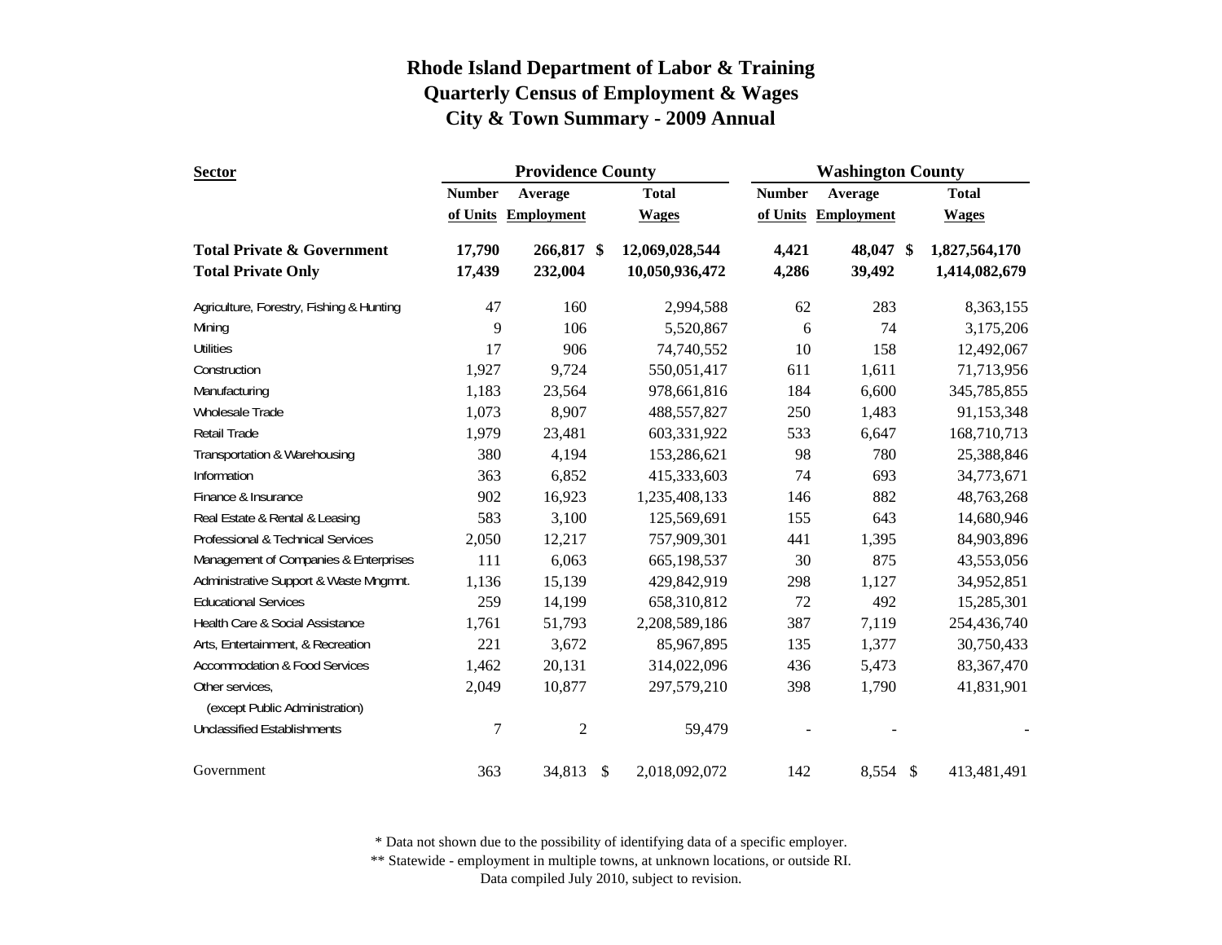# Rhode Island Department of Labor & Training
# Quarterly Census of Employment & Wages
# City & Town Summary - 2009 Annual

| Sector | Providence County | | | Washington County | | |
|---|---|---|---|---|---|---|
| | Number of Units | Average Employment | Total Wages | Number of Units | Average Employment | Total Wages |
| **Total Private & Government** | **17,790** | **266,817** | **$ 12,069,028,544** | **4,421** | **48,047** | **$ 1,827,564,170** |
| **Total Private Only** | **17,439** | **232,004** | **10,050,936,472** | **4,286** | **39,492** | **1,414,082,679** |
| Agriculture, Forestry, Fishing & Hunting | 47 | 160 | 2,994,588 | 62 | 283 | 8,363,155 |
| Mining | 9 | 106 | 5,520,867 | 6 | 74 | 3,175,206 |
| Utilities | 17 | 906 | 74,740,552 | 10 | 158 | 12,492,067 |
| Construction | 1,927 | 9,724 | 550,051,417 | 611 | 1,611 | 71,713,956 |
| Manufacturing | 1,183 | 23,564 | 978,661,816 | 184 | 6,600 | 345,785,855 |
| Wholesale Trade | 1,073 | 8,907 | 488,557,827 | 250 | 1,483 | 91,153,348 |
| Retail Trade | 1,979 | 23,481 | 603,331,922 | 533 | 6,647 | 168,710,713 |
| Transportation & Warehousing | 380 | 4,194 | 153,286,621 | 98 | 780 | 25,388,846 |
| Information | 363 | 6,852 | 415,333,603 | 74 | 693 | 34,773,671 |
| Finance & Insurance | 902 | 16,923 | 1,235,408,133 | 146 | 882 | 48,763,268 |
| Real Estate & Rental & Leasing | 583 | 3,100 | 125,569,691 | 155 | 643 | 14,680,946 |
| Professional & Technical Services | 2,050 | 12,217 | 757,909,301 | 441 | 1,395 | 84,903,896 |
| Management of Companies & Enterprises | 111 | 6,063 | 665,198,537 | 30 | 875 | 43,553,056 |
| Administrative Support & Waste Mngmnt. | 1,136 | 15,139 | 429,842,919 | 298 | 1,127 | 34,952,851 |
| Educational Services | 259 | 14,199 | 658,310,812 | 72 | 492 | 15,285,301 |
| Health Care & Social Assistance | 1,761 | 51,793 | 2,208,589,186 | 387 | 7,119 | 254,436,740 |
| Arts, Entertainment, & Recreation | 221 | 3,672 | 85,967,895 | 135 | 1,377 | 30,750,433 |
| Accommodation & Food Services | 1,462 | 20,131 | 314,022,096 | 436 | 5,473 | 83,367,470 |
| Other services, (except Public Administration) | 2,049 | 10,877 | 297,579,210 | 398 | 1,790 | 41,831,901 |
| Unclassified Establishments | 7 | 2 | 59,479 | - | - | - |
| Government | 363 | 34,813 | $ 2,018,092,072 | 142 | 8,554 | $ 413,481,491 |

\* Data not shown due to the possibility of identifying data of a specific employer.

\*\* Statewide - employment in multiple towns, at unknown locations, or outside RI.

Data compiled July 2010, subject to revision.